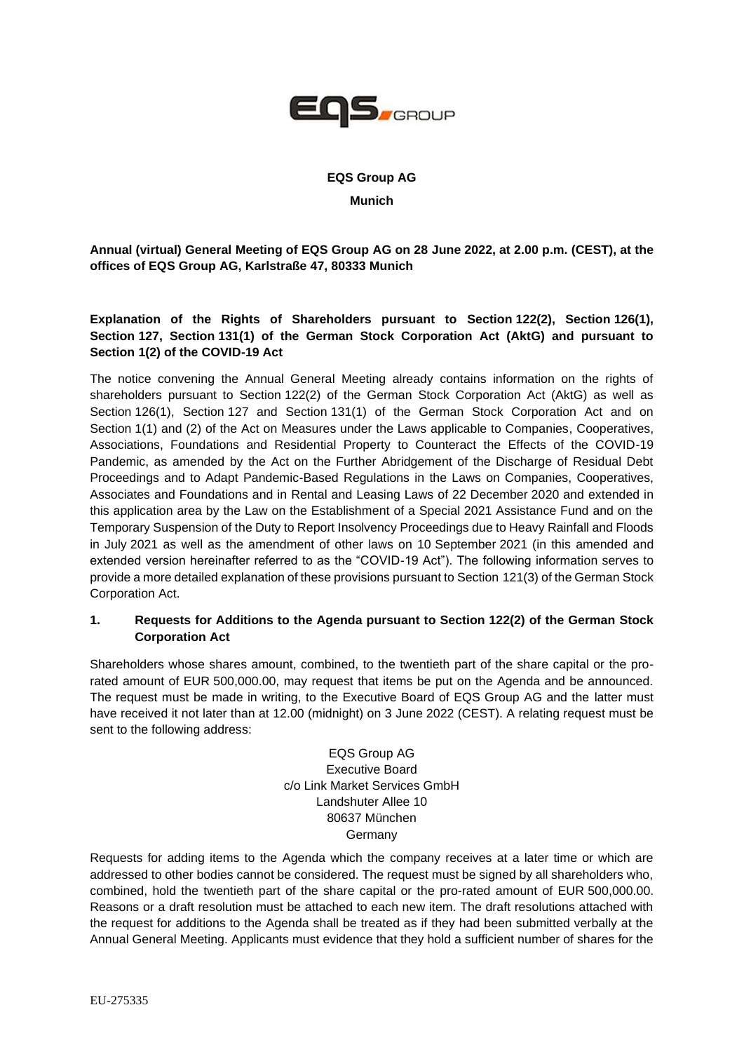**EQS Group AG**

**Munich**

**Annual (virtual) General Meeting of EQS Group AG on 28 June 2022, at 2.00 p.m. (CEST), at the offices of EQS Group AG, Karlstraße 47, 80333 Munich**

**Explanation of the Rights of Shareholders pursuant to Section 122(2), Section 126(1), Section 127, Section 131(1) of the German Stock Corporation Act (AktG) and pursuant to Section 1(2) of the COVID-19 Act**

The notice convening the Annual General Meeting already contains information on the rights of shareholders pursuant to Section 122(2) of the German Stock Corporation Act (AktG) as well as Section 126(1), Section 127 and Section 131(1) of the German Stock Corporation Act and on Section 1(1) and (2) of the Act on Measures under the Laws applicable to Companies, Cooperatives, Associations, Foundations and Residential Property to Counteract the Effects of the COVID-19 Pandemic, as amended by the Act on the Further Abridgement of the Discharge of Residual Debt Proceedings and to Adapt Pandemic-Based Regulations in the Laws on Companies, Cooperatives, Associates and Foundations and in Rental and Leasing Laws of 22 December 2020 and extended in this application area by the Law on the Establishment of a Special 2021 Assistance Fund and on the Temporary Suspension of the Duty to Report Insolvency Proceedings due to Heavy Rainfall and Floods in July 2021 as well as the amendment of other laws on 10 September 2021 (in this amended and extended version hereinafter referred to as the "COVID-19 Act"). The following information serves to provide a more detailed explanation of these provisions pursuant to Section 121(3) of the German Stock Corporation Act.

## 1. Requests for Additions to the Agenda pursuant to Section 122(2) of the German Stock Corporation Act

Shareholders whose shares amount, combined, to the twentieth part of the share capital or the pro-rated amount of EUR 500,000.00, may request that items be put on the Agenda and be announced. The request must be made in writing, to the Executive Board of EQS Group AG and the latter must have received it not later than at 12.00 (midnight) on 3 June 2022 (CEST). A relating request must be sent to the following address:

EQS Group AG
Executive Board
c/o Link Market Services GmbH
Landshuter Allee 10
80637 München
Germany

Requests for adding items to the Agenda which the company receives at a later time or which are addressed to other bodies cannot be considered. The request must be signed by all shareholders who, combined, hold the twentieth part of the share capital or the pro-rated amount of EUR 500,000.00. Reasons or a draft resolution must be attached to each new item. The draft resolutions attached with the request for additions to the Agenda shall be treated as if they had been submitted verbally at the Annual General Meeting. Applicants must evidence that they hold a sufficient number of shares for the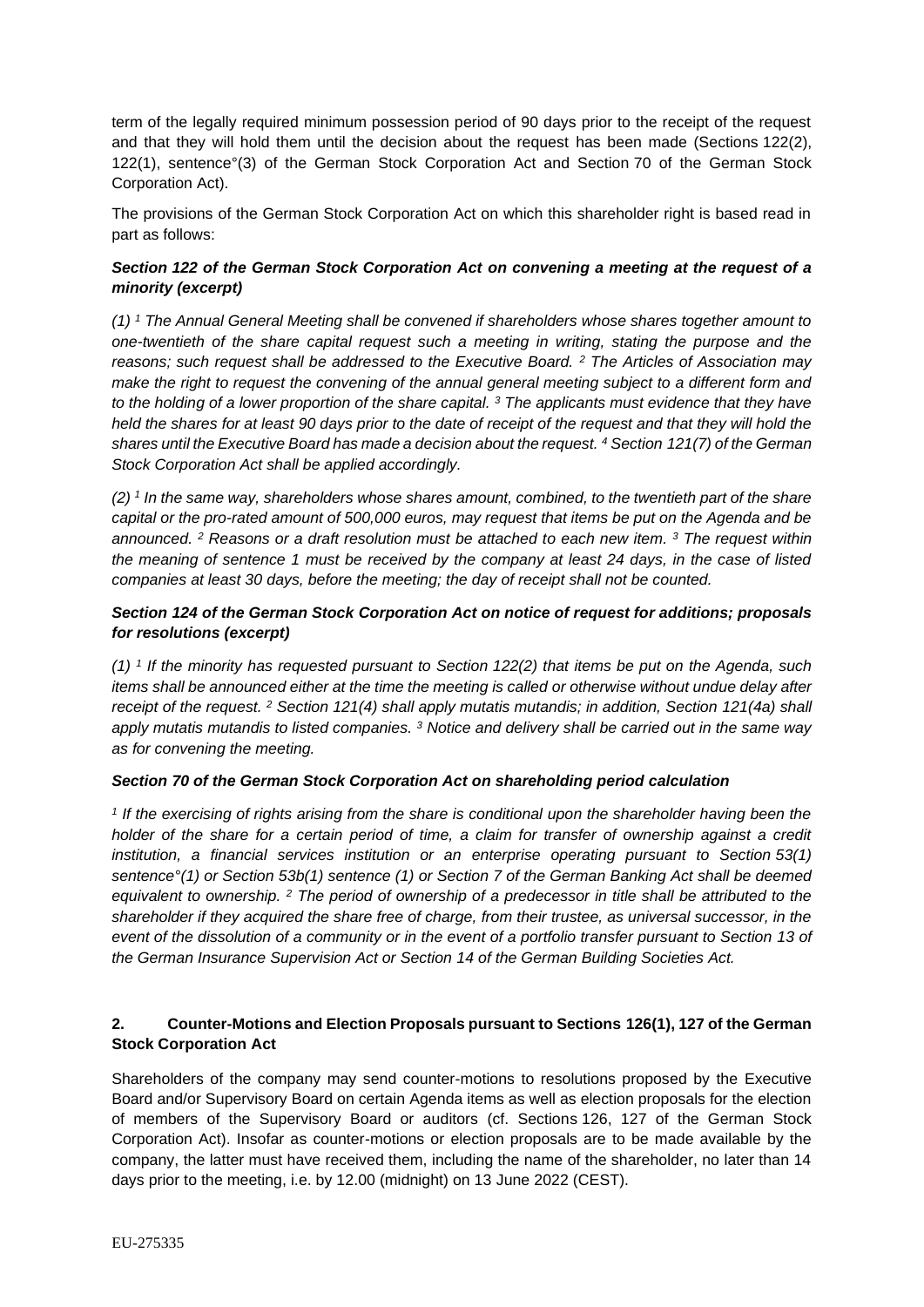term of the legally required minimum possession period of 90 days prior to the receipt of the request and that they will hold them until the decision about the request has been made (Sections 122(2), 122(1), sentence°(3) of the German Stock Corporation Act and Section 70 of the German Stock Corporation Act).

The provisions of the German Stock Corporation Act on which this shareholder right is based read in part as follows:

***Section 122 of the German Stock Corporation Act on convening a meeting at the request of a minority (excerpt)***

*(1) [1] The Annual General Meeting shall be convened if shareholders whose shares together amount to one-twentieth of the share capital request such a meeting in writing, stating the purpose and the reasons; such request shall be addressed to the Executive Board. [2] The Articles of Association may make the right to request the convening of the annual general meeting subject to a different form and to the holding of a lower proportion of the share capital. [3] The applicants must evidence that they have held the shares for at least 90 days prior to the date of receipt of the request and that they will hold the shares until the Executive Board has made a decision about the request. [4] Section 121(7) of the German Stock Corporation Act shall be applied accordingly.*

*(2) [1] In the same way, shareholders whose shares amount, combined, to the twentieth part of the share capital or the pro-rated amount of 500,000 euros, may request that items be put on the Agenda and be announced. [2] Reasons or a draft resolution must be attached to each new item. [3] The request within the meaning of sentence 1 must be received by the company at least 24 days, in the case of listed companies at least 30 days, before the meeting; the day of receipt shall not be counted.*

***Section 124 of the German Stock Corporation Act on notice of request for additions; proposals for resolutions (excerpt)***

*(1) [1] If the minority has requested pursuant to Section 122(2) that items be put on the Agenda, such items shall be announced either at the time the meeting is called or otherwise without undue delay after receipt of the request. [2] Section 121(4) shall apply mutatis mutandis; in addition, Section 121(4a) shall apply mutatis mutandis to listed companies. [3] Notice and delivery shall be carried out in the same way as for convening the meeting.*

***Section 70 of the German Stock Corporation Act on shareholding period calculation***

*[1] If the exercising of rights arising from the share is conditional upon the shareholder having been the holder of the share for a certain period of time, a claim for transfer of ownership against a credit institution, a financial services institution or an enterprise operating pursuant to Section 53(1) sentence°(1) or Section 53b(1) sentence (1) or Section 7 of the German Banking Act shall be deemed equivalent to ownership. [2] The period of ownership of a predecessor in title shall be attributed to the shareholder if they acquired the share free of charge, from their trustee, as universal successor, in the event of the dissolution of a community or in the event of a portfolio transfer pursuant to Section 13 of the German Insurance Supervision Act or Section 14 of the German Building Societies Act.*

## 2. Counter-Motions and Election Proposals pursuant to Sections 126(1), 127 of the German Stock Corporation Act

Shareholders of the company may send counter-motions to resolutions proposed by the Executive Board and/or Supervisory Board on certain Agenda items as well as election proposals for the election of members of the Supervisory Board or auditors (cf. Sections 126, 127 of the German Stock Corporation Act). Insofar as counter-motions or election proposals are to be made available by the company, the latter must have received them, including the name of the shareholder, no later than 14 days prior to the meeting, i.e. by 12.00 (midnight) on 13 June 2022 (CEST).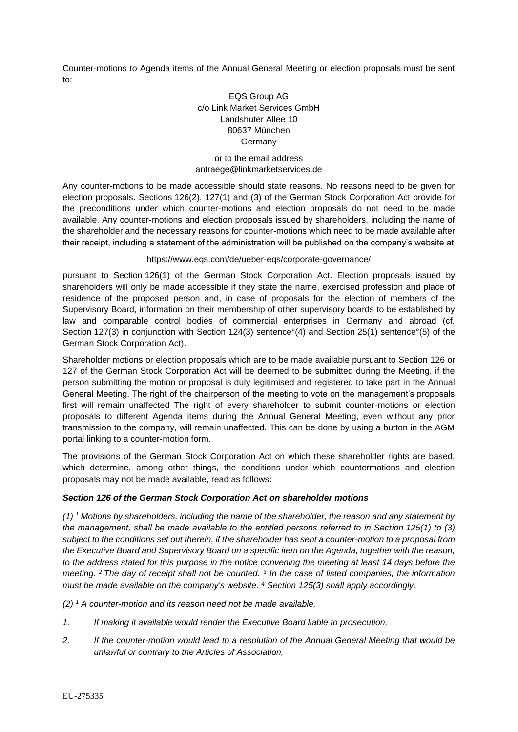Counter-motions to Agenda items of the Annual General Meeting or election proposals must be sent to:

EQS Group AG  
c/o Link Market Services GmbH  
Landshuter Allee 10  
80637 München  
Germany

or to the email address  
antraege@linkmarketservices.de

Any counter-motions to be made accessible should state reasons. No reasons need to be given for election proposals. Sections 126(2), 127(1) and (3) of the German Stock Corporation Act provide for the preconditions under which counter-motions and election proposals do not need to be made available. Any counter-motions and election proposals issued by shareholders, including the name of the shareholder and the necessary reasons for counter-motions which need to be made available after their receipt, including a statement of the administration will be published on the company's website at

https://www.eqs.com/de/ueber-eqs/corporate-governance/

pursuant to Section 126(1) of the German Stock Corporation Act. Election proposals issued by shareholders will only be made accessible if they state the name, exercised profession and place of residence of the proposed person and, in case of proposals for the election of members of the Supervisory Board, information on their membership of other supervisory boards to be established by law and comparable control bodies of commercial enterprises in Germany and abroad (cf. Section 127(3) in conjunction with Section 124(3) sentence°(4) and Section 25(1) sentence°(5) of the German Stock Corporation Act).

Shareholder motions or election proposals which are to be made available pursuant to Section 126 or 127 of the German Stock Corporation Act will be deemed to be submitted during the Meeting, if the person submitting the motion or proposal is duly legitimised and registered to take part in the Annual General Meeting. The right of the chairperson of the meeting to vote on the management's proposals first will remain unaffected The right of every shareholder to submit counter-motions or election proposals to different Agenda items during the Annual General Meeting, even without any prior transmission to the company, will remain unaffected. This can be done by using a button in the AGM portal linking to a counter-motion form.

The provisions of the German Stock Corporation Act on which these shareholder rights are based, which determine, among other things, the conditions under which countermotions and election proposals may not be made available, read as follows:

***Section 126 of the German Stock Corporation Act on shareholder motions***

*(1) [1] Motions by shareholders, including the name of the shareholder, the reason and any statement by the management, shall be made available to the entitled persons referred to in Section 125(1) to (3) subject to the conditions set out therein, if the shareholder has sent a counter-motion to a proposal from the Executive Board and Supervisory Board on a specific item on the Agenda, together with the reason, to the address stated for this purpose in the notice convening the meeting at least 14 days before the meeting. [2] The day of receipt shall not be counted. [3] In the case of listed companies, the information must be made available on the company's website. [4] Section 125(3) shall apply accordingly.*

*(2) [1] A counter-motion and its reason need not be made available,*

1. *If making it available would render the Executive Board liable to prosecution,*
2. *If the counter-motion would lead to a resolution of the Annual General Meeting that would be unlawful or contrary to the Articles of Association,*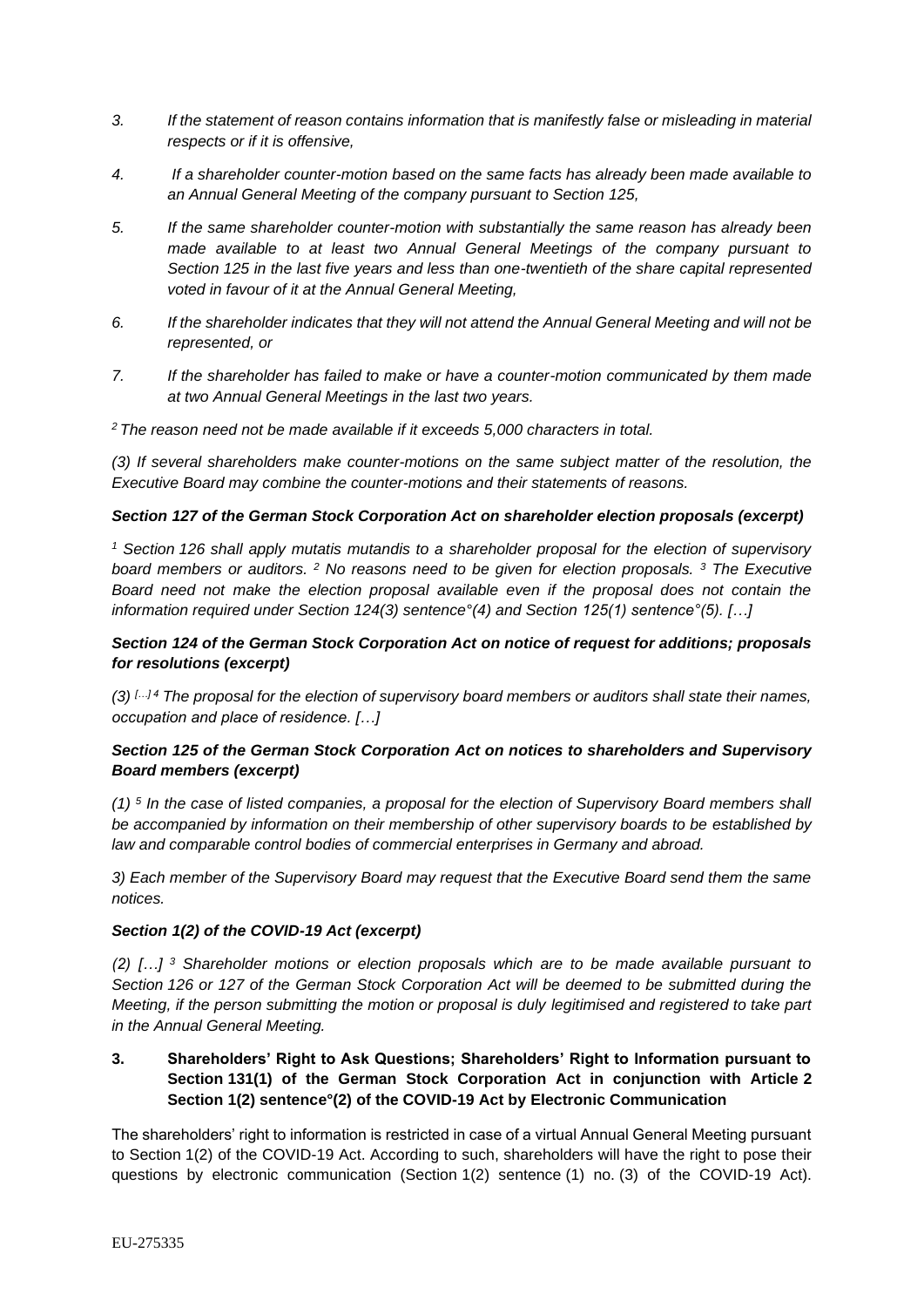3. *If the statement of reason contains information that is manifestly false or misleading in material respects or if it is offensive,*

4. *If a shareholder counter-motion based on the same facts has already been made available to an Annual General Meeting of the company pursuant to Section 125,*

5. *If the same shareholder counter-motion with substantially the same reason has already been made available to at least two Annual General Meetings of the company pursuant to Section 125 in the last five years and less than one-twentieth of the share capital represented voted in favour of it at the Annual General Meeting,*

6. *If the shareholder indicates that they will not attend the Annual General Meeting and will not be represented, or*

7. *If the shareholder has failed to make or have a counter-motion communicated by them made at two Annual General Meetings in the last two years.*

*[2] The reason need not be made available if it exceeds 5,000 characters in total.*

*(3) If several shareholders make counter-motions on the same subject matter of the resolution, the Executive Board may combine the counter-motions and their statements of reasons.*

***Section 127 of the German Stock Corporation Act on shareholder election proposals (excerpt)***

*[1] Section 126 shall apply mutatis mutandis to a shareholder proposal for the election of supervisory board members or auditors. [2] No reasons need to be given for election proposals. [3] The Executive Board need not make the election proposal available even if the proposal does not contain the information required under Section 124(3) sentence°(4) and Section 125(1) sentence°(5). […]*

***Section 124 of the German Stock Corporation Act on notice of request for additions; proposals for resolutions (excerpt)***

*(3) […] [4] The proposal for the election of supervisory board members or auditors shall state their names, occupation and place of residence. […]*

***Section 125 of the German Stock Corporation Act on notices to shareholders and Supervisory Board members (excerpt)***

*(1) [5] In the case of listed companies, a proposal for the election of Supervisory Board members shall be accompanied by information on their membership of other supervisory boards to be established by law and comparable control bodies of commercial enterprises in Germany and abroad.*

*3) Each member of the Supervisory Board may request that the Executive Board send them the same notices.*

***Section 1(2) of the COVID-19 Act (excerpt)***

*(2) […] [3] Shareholder motions or election proposals which are to be made available pursuant to Section 126 or 127 of the German Stock Corporation Act will be deemed to be submitted during the Meeting, if the person submitting the motion or proposal is duly legitimised and registered to take part in the Annual General Meeting.*

**3. Shareholders' Right to Ask Questions; Shareholders' Right to Information pursuant to Section 131(1) of the German Stock Corporation Act in conjunction with Article 2 Section 1(2) sentence°(2) of the COVID-19 Act by Electronic Communication**

The shareholders' right to information is restricted in case of a virtual Annual General Meeting pursuant to Section 1(2) of the COVID-19 Act. According to such, shareholders will have the right to pose their questions by electronic communication (Section 1(2) sentence (1) no. (3) of the COVID-19 Act).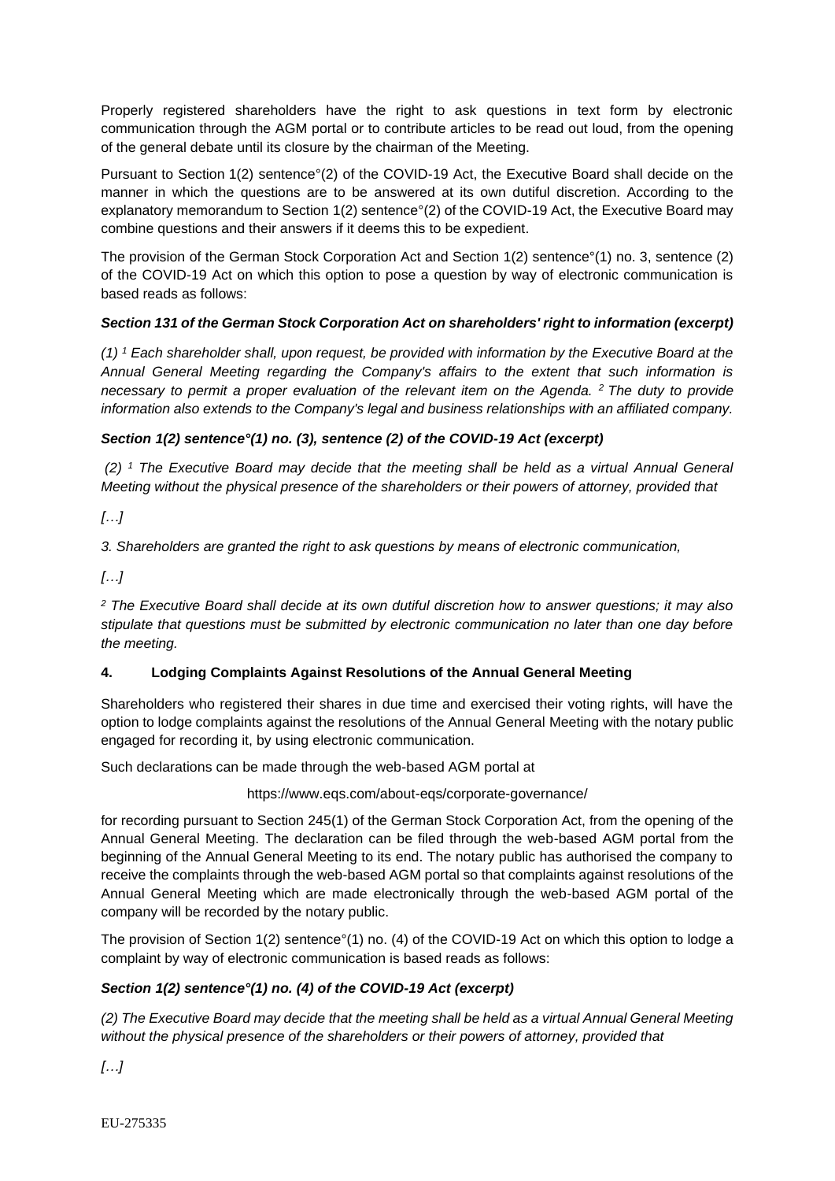Properly registered shareholders have the right to ask questions in text form by electronic communication through the AGM portal or to contribute articles to be read out loud, from the opening of the general debate until its closure by the chairman of the Meeting.

Pursuant to Section 1(2) sentence°(2) of the COVID-19 Act, the Executive Board shall decide on the manner in which the questions are to be answered at its own dutiful discretion. According to the explanatory memorandum to Section 1(2) sentence°(2) of the COVID-19 Act, the Executive Board may combine questions and their answers if it deems this to be expedient.

The provision of the German Stock Corporation Act and Section 1(2) sentence°(1) no. 3, sentence (2) of the COVID-19 Act on which this option to pose a question by way of electronic communication is based reads as follows:

***Section 131 of the German Stock Corporation Act on shareholders' right to information (excerpt)***

*(1) [1] Each shareholder shall, upon request, be provided with information by the Executive Board at the Annual General Meeting regarding the Company's affairs to the extent that such information is necessary to permit a proper evaluation of the relevant item on the Agenda. [2] The duty to provide information also extends to the Company's legal and business relationships with an affiliated company.*

***Section 1(2) sentence°(1) no. (3), sentence (2) of the COVID-19 Act (excerpt)***

*(2) [1] The Executive Board may decide that the meeting shall be held as a virtual Annual General Meeting without the physical presence of the shareholders or their powers of attorney, provided that*

*[…]*

*3. Shareholders are granted the right to ask questions by means of electronic communication,*

*[…]*

*[2] The Executive Board shall decide at its own dutiful discretion how to answer questions; it may also stipulate that questions must be submitted by electronic communication no later than one day before the meeting.*

## 4. Lodging Complaints Against Resolutions of the Annual General Meeting

Shareholders who registered their shares in due time and exercised their voting rights, will have the option to lodge complaints against the resolutions of the Annual General Meeting with the notary public engaged for recording it, by using electronic communication.

Such declarations can be made through the web-based AGM portal at

https://www.eqs.com/about-eqs/corporate-governance/

for recording pursuant to Section 245(1) of the German Stock Corporation Act, from the opening of the Annual General Meeting. The declaration can be filed through the web-based AGM portal from the beginning of the Annual General Meeting to its end. The notary public has authorised the company to receive the complaints through the web-based AGM portal so that complaints against resolutions of the Annual General Meeting which are made electronically through the web-based AGM portal of the company will be recorded by the notary public.

The provision of Section 1(2) sentence°(1) no. (4) of the COVID-19 Act on which this option to lodge a complaint by way of electronic communication is based reads as follows:

***Section 1(2) sentence°(1) no. (4) of the COVID-19 Act (excerpt)***

*(2) The Executive Board may decide that the meeting shall be held as a virtual Annual General Meeting without the physical presence of the shareholders or their powers of attorney, provided that*

*[…]*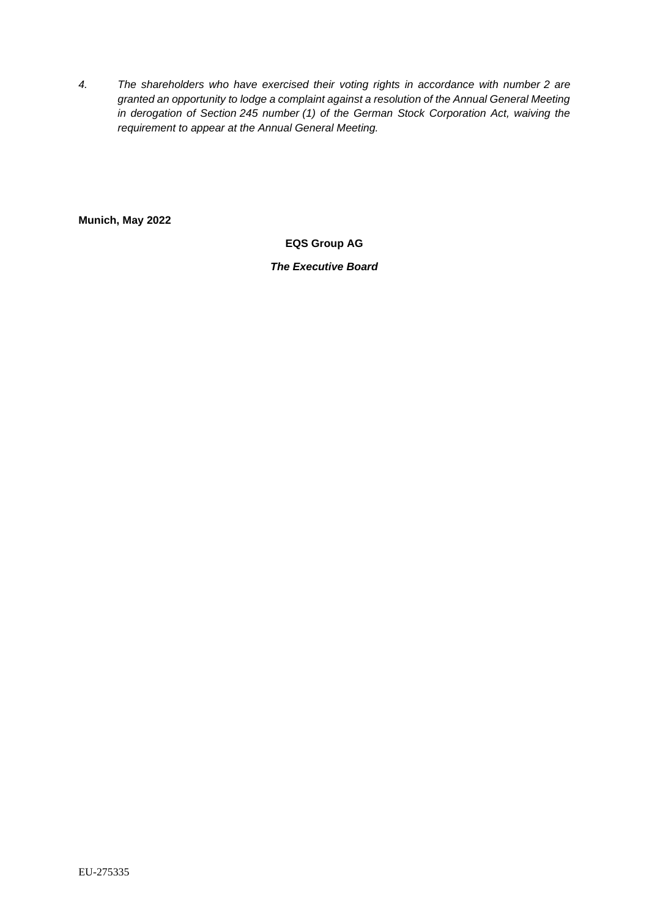4. *The shareholders who have exercised their voting rights in accordance with number 2 are granted an opportunity to lodge a complaint against a resolution of the Annual General Meeting in derogation of Section 245 number (1) of the German Stock Corporation Act, waiving the requirement to appear at the Annual General Meeting.*

**Munich, May 2022**

**EQS Group AG**

***The Executive Board***

EU-275335